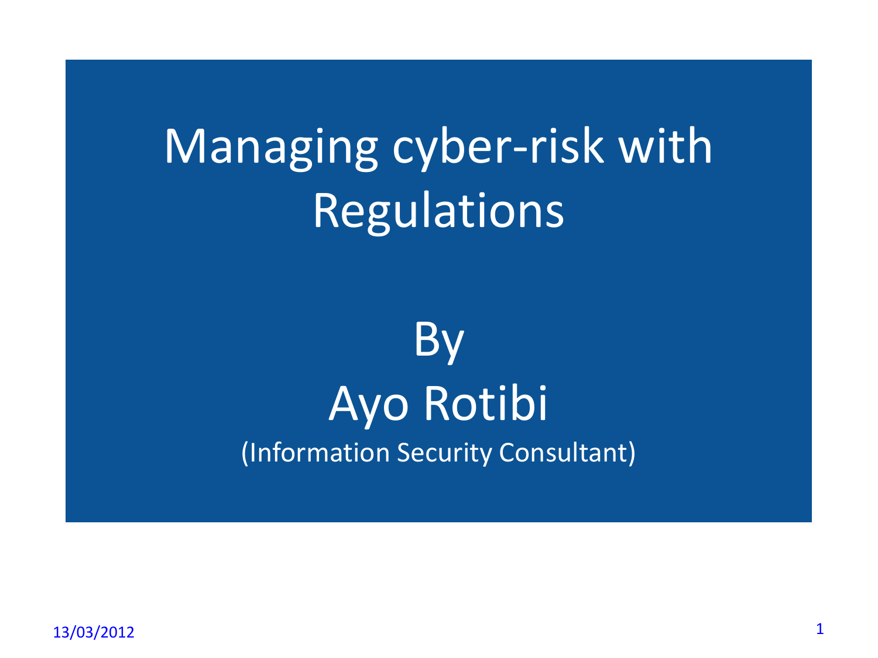# Managing cyber-risk with Regulations

By

Ayo Rotibi

(Information Security Consultant)

13/03/2012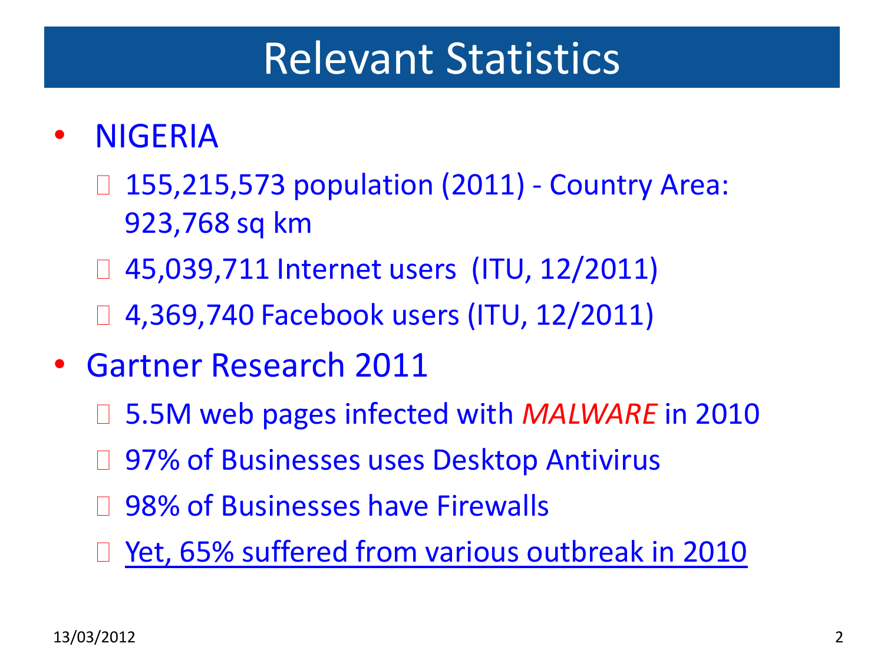# Relevant Statistics

- NIGERIA
  - 155,215,573 population (2011) - Country Area: 923,768 sq km
  - 45,039,711 Internet users (ITU, 12/2011)
  - 4,369,740 Facebook users (ITU, 12/2011)
- Gartner Research 2011
  - 5.5M web pages infected with *MALWARE* in 2010
  - 97% of Businesses uses Desktop Antivirus
  - 98% of Businesses have Firewalls
  - Yet, 65% suffered from various outbreak in 2010

13/03/2012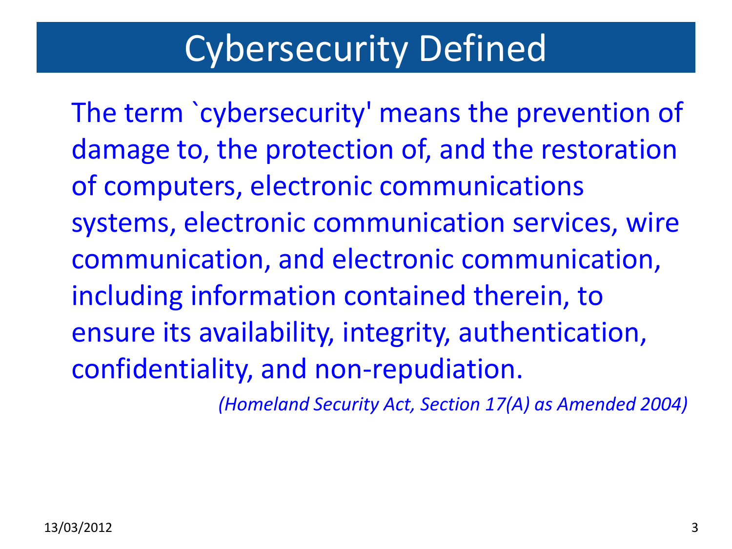# Cybersecurity Defined

The term `cybersecurity' means the prevention of damage to, the protection of, and the restoration of computers, electronic communications systems, electronic communication services, wire communication, and electronic communication, including information contained therein, to ensure its availability, integrity, authentication, confidentiality, and non-repudiation.

*(Homeland Security Act, Section 17(A) as Amended 2004)*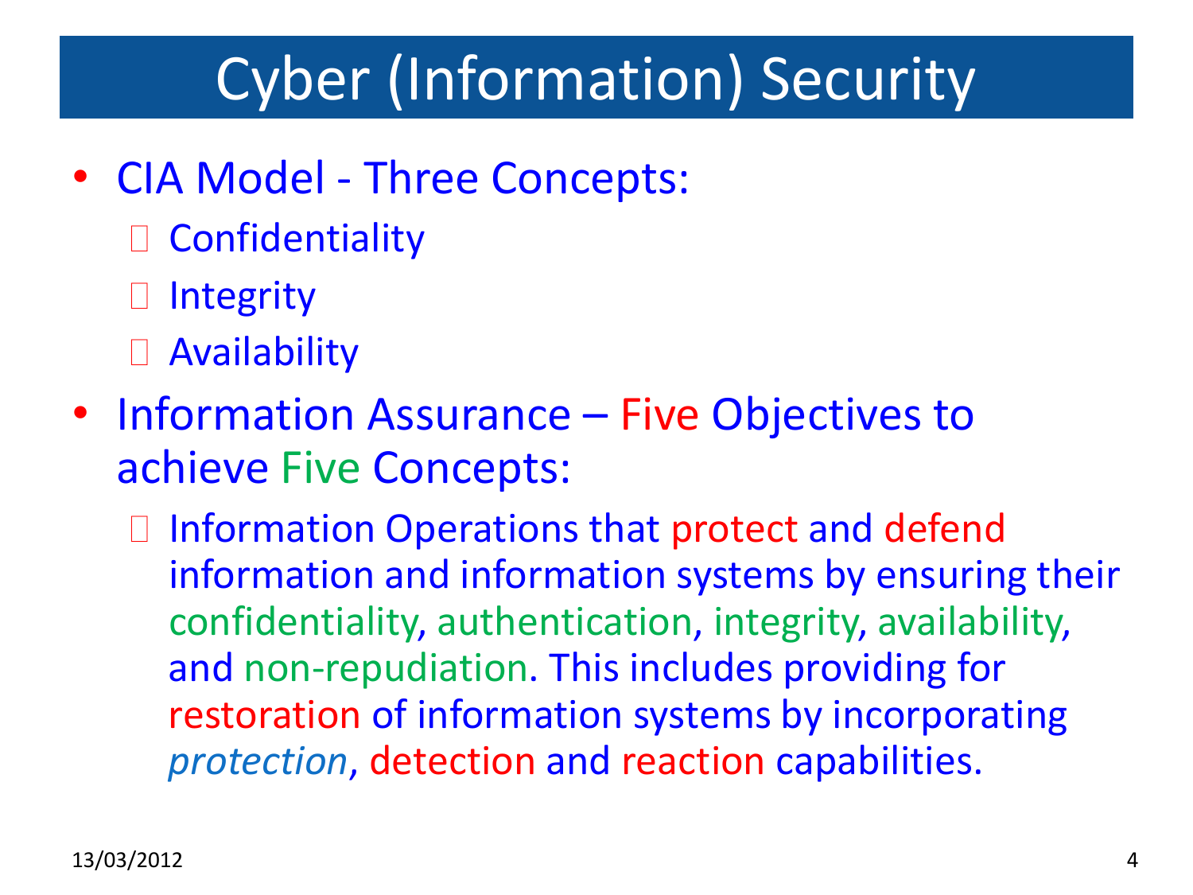# Cyber (Information) Security

- CIA Model - Three Concepts:
  - Confidentiality
  - Integrity
  - Availability
- Information Assurance – Five Objectives to achieve Five Concepts:
  - Information Operations that protect and defend information and information systems by ensuring their confidentiality, authentication, integrity, availability, and non-repudiation. This includes providing for restoration of information systems by incorporating *protection*, detection and reaction capabilities.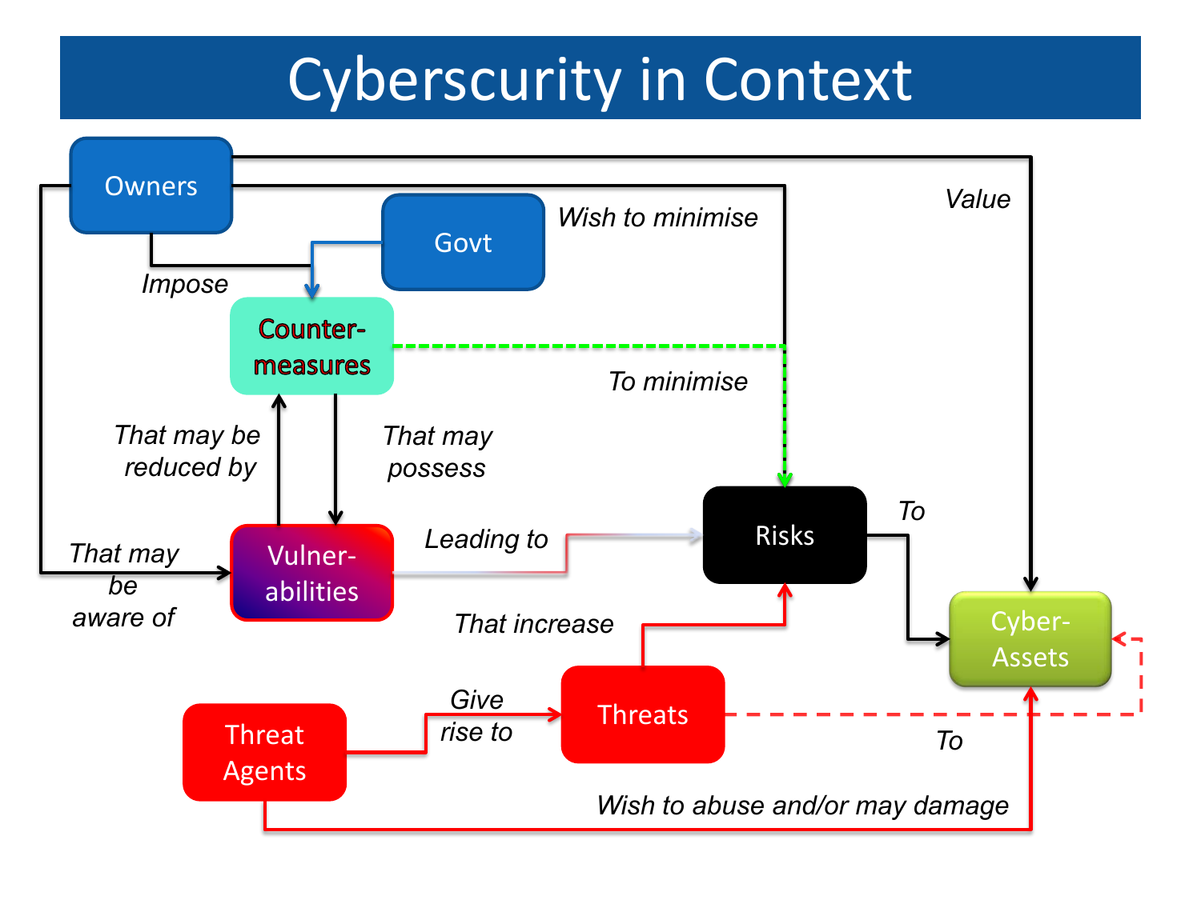# Cyberscurity in Context

- Owners — *Impose* → Counter-measures
- Govt → Counter-measures
- Owners — *Wish to minimise* → Risks
- Owners — *Value* → Cyber-Assets
- Owners — *That may be aware of* → Vulner-abilities
- Counter-measures — *To minimise* → Risks
- Counter-measures — *That may possess* → Vulner-abilities
- Vulner-abilities — *That may be reduced by* → Counter-measures
- Vulner-abilities — *Leading to* → Risks
- Risks — *To* → Cyber-Assets
- Threat Agents — *Give rise to* → Threats
- Threats — *That increase* → Risks
- Threats — *To* → Cyber-Assets
- Threat Agents — *Wish to abuse and/or may damage* → Cyber-Assets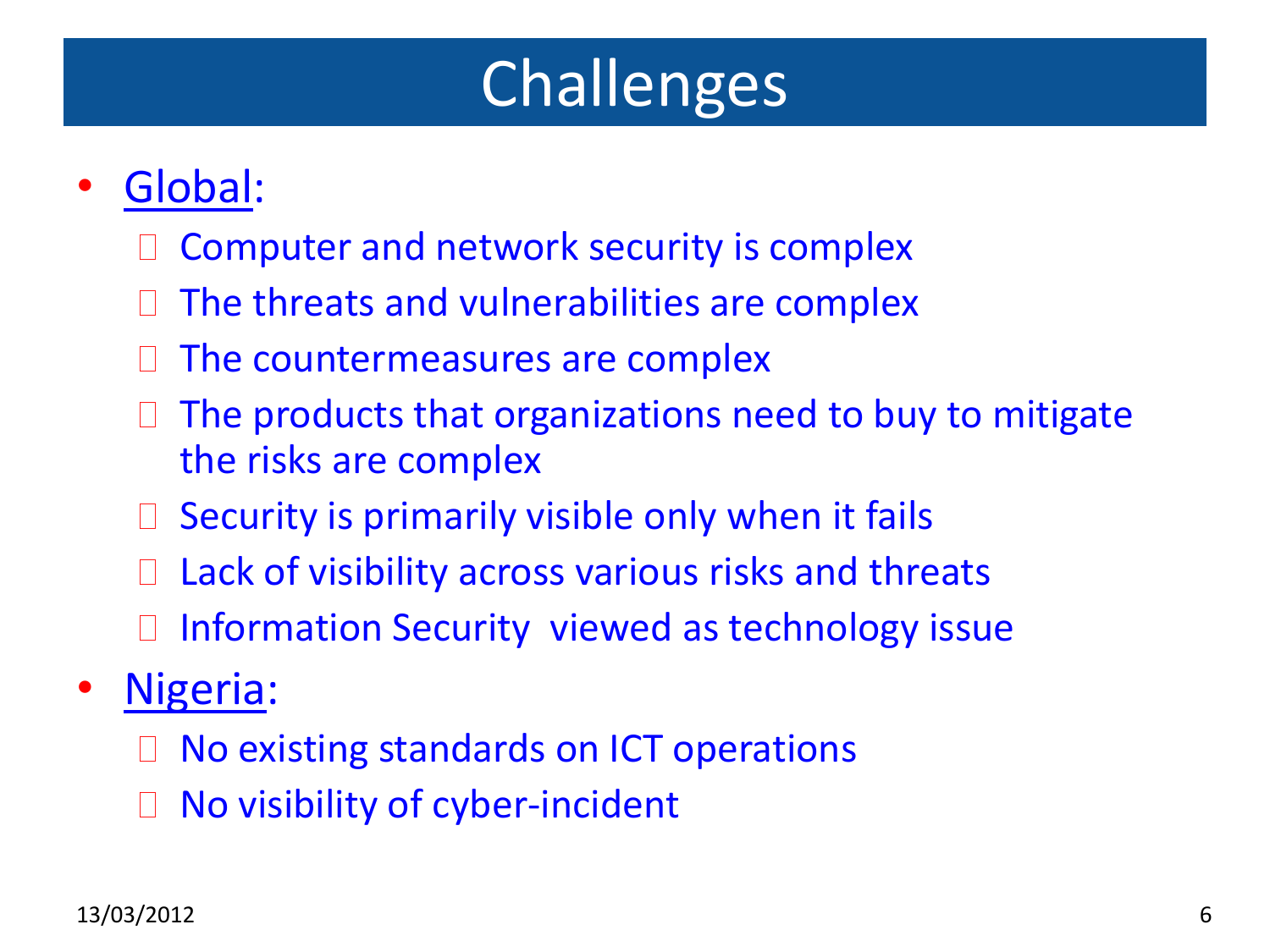# Challenges

- Global:
  - Computer and network security is complex
  - The threats and vulnerabilities are complex
  - The countermeasures are complex
  - The products that organizations need to buy to mitigate the risks are complex
  - Security is primarily visible only when it fails
  - Lack of visibility across various risks and threats
  - Information Security viewed as technology issue
- Nigeria:
  - No existing standards on ICT operations
  - No visibility of cyber-incident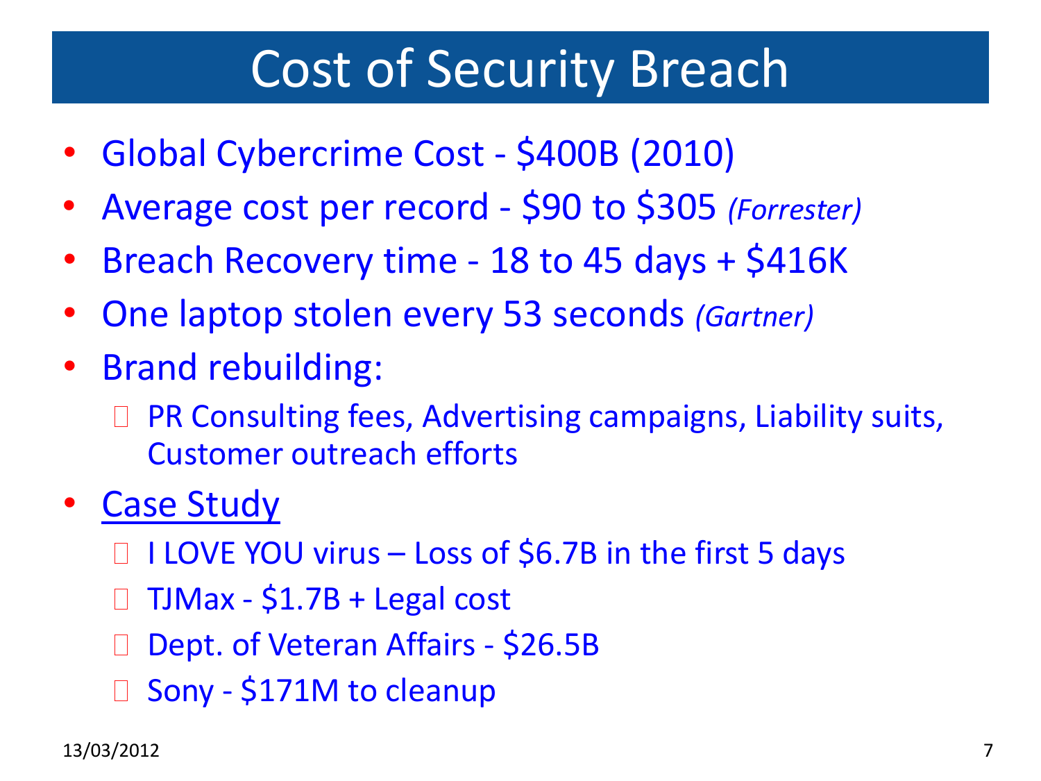# Cost of Security Breach

- Global Cybercrime Cost - $400B (2010)
- Average cost per record - $90 to $305 *(Forrester)*
- Breach Recovery time - 18 to 45 days + $416K
- One laptop stolen every 53 seconds *(Gartner)*
- Brand rebuilding:
  - PR Consulting fees, Advertising campaigns, Liability suits, Customer outreach efforts
- <u>Case Study</u>
  - I LOVE YOU virus – Loss of $6.7B in the first 5 days
  - TJMax - $1.7B + Legal cost
  - Dept. of Veteran Affairs - $26.5B
  - Sony - $171M to cleanup

13/03/2012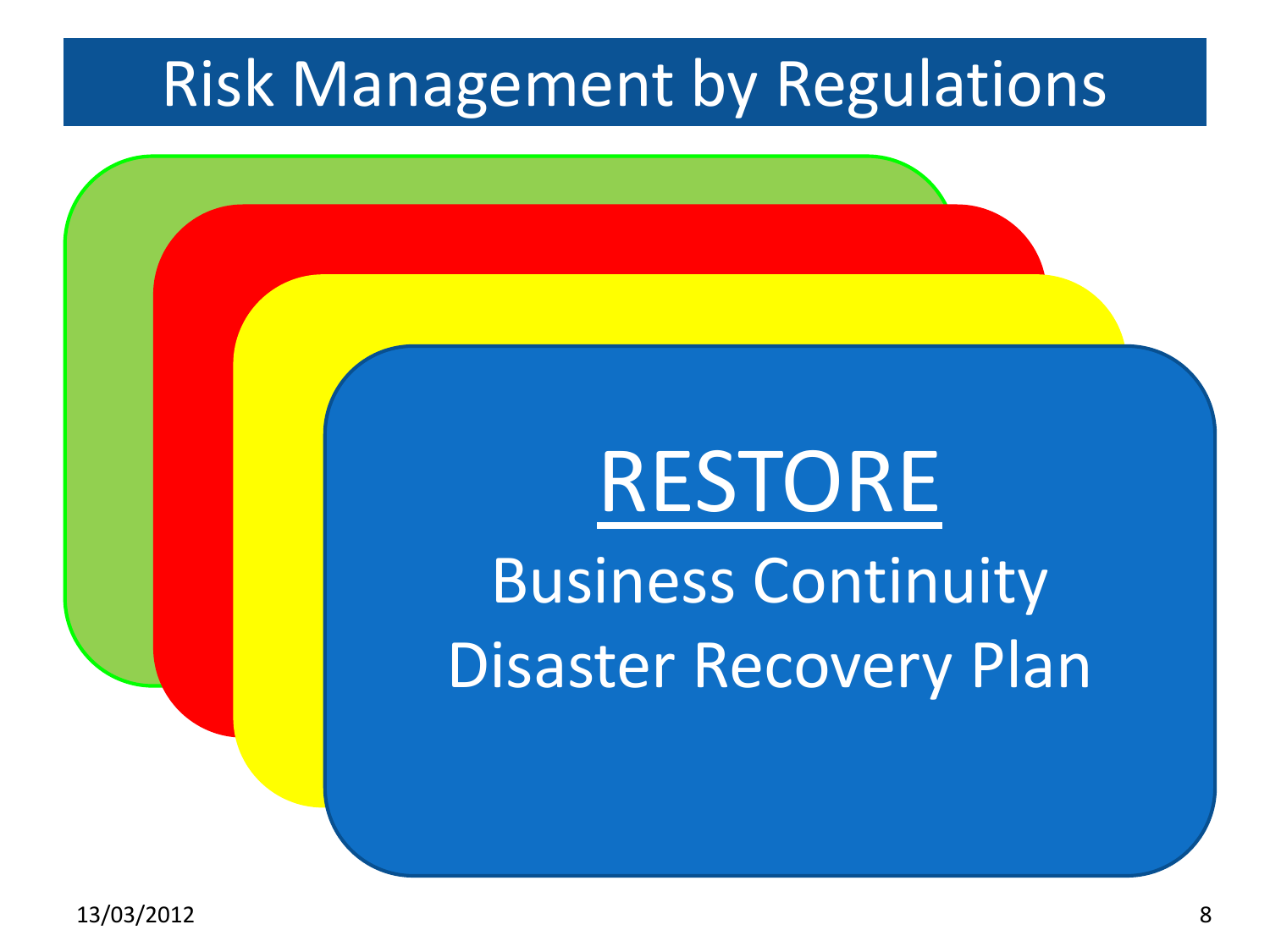# Risk Management by Regulations

## RESTORE

Business Continuity
Disaster Recovery Plan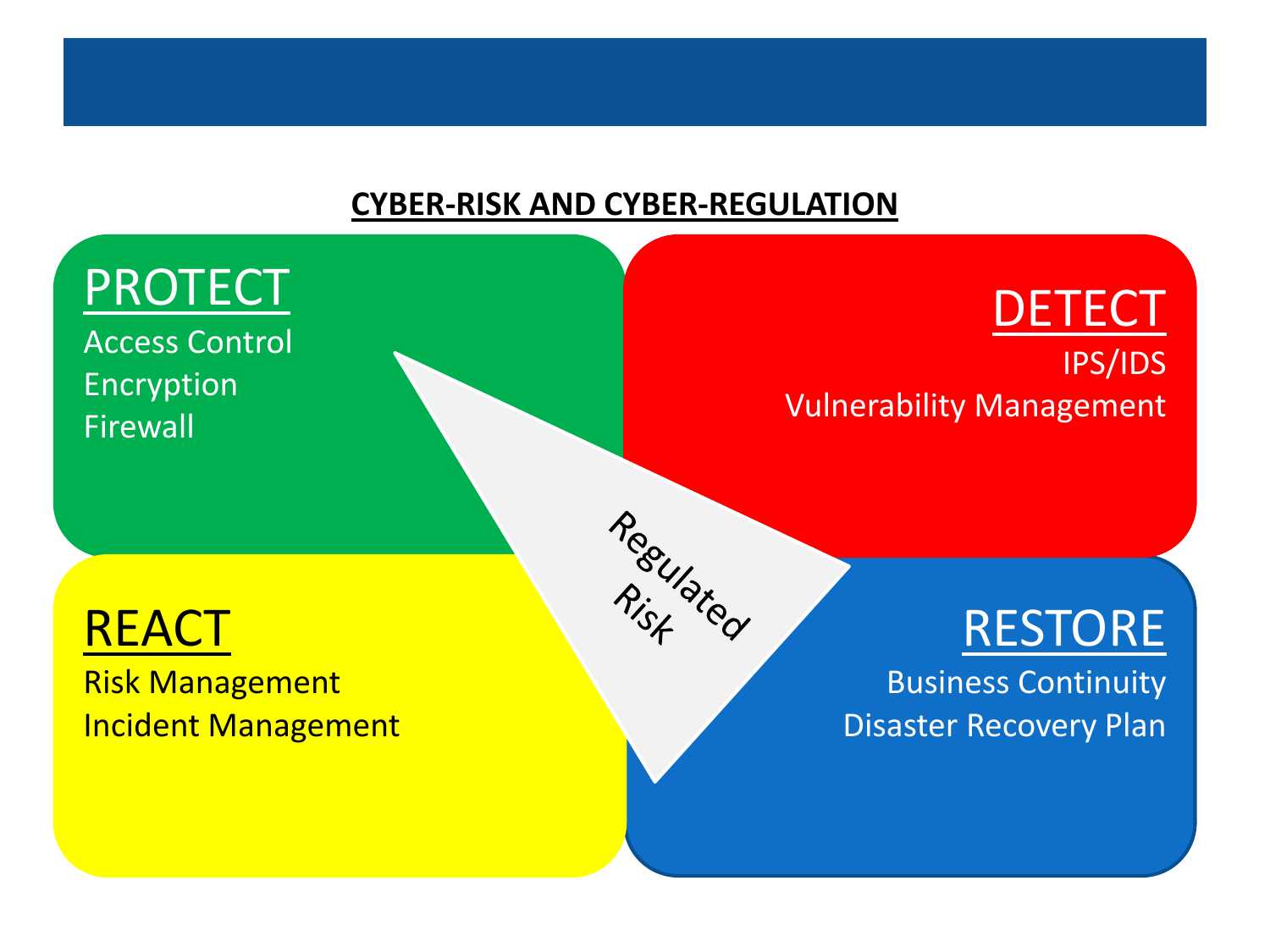## CYBER-RISK AND CYBER-REGULATION

### PROTECT
- Access Control
- Encryption
- Firewall

### DETECT
- IPS/IDS
- Vulnerability Management

### REACT
- Risk Management
- Incident Management

### RESTORE
- Business Continuity
- Disaster Recovery Plan

Regulated Risk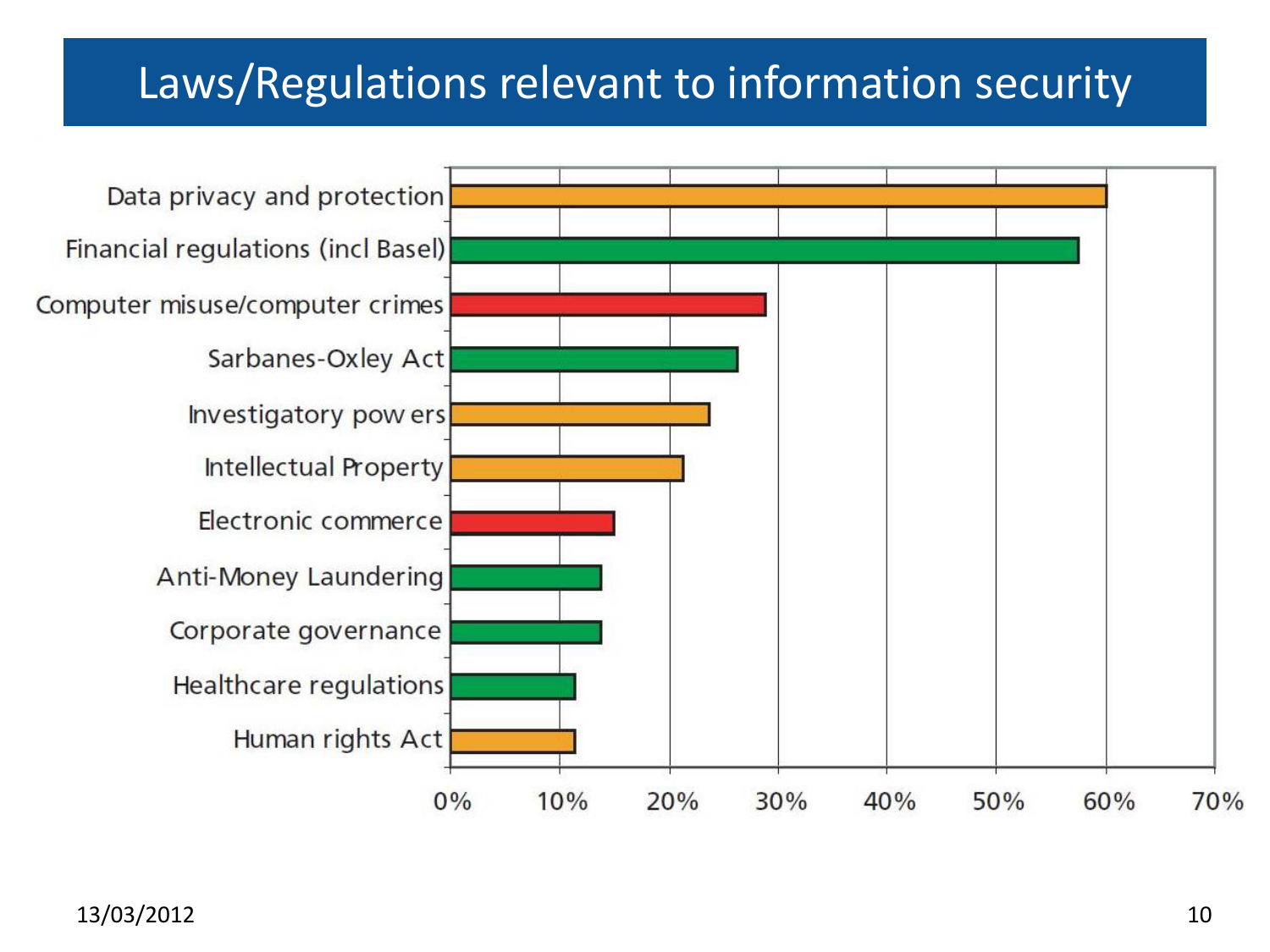# Laws/Regulations relevant to information security

| Law/Regulation | Percentage (approx.) |
|---|---|
| Data privacy and protection | 60% |
| Financial regulations (incl Basel) | 57% |
| Computer misuse/computer crimes | 29% |
| Sarbanes-Oxley Act | 26% |
| Investigatory powers | 23% |
| Intellectual Property | 21% |
| Electronic commerce | 15% |
| Anti-Money Laundering | 14% |
| Corporate governance | 14% |
| Healthcare regulations | 11% |
| Human rights Act | 11% |

13/03/2012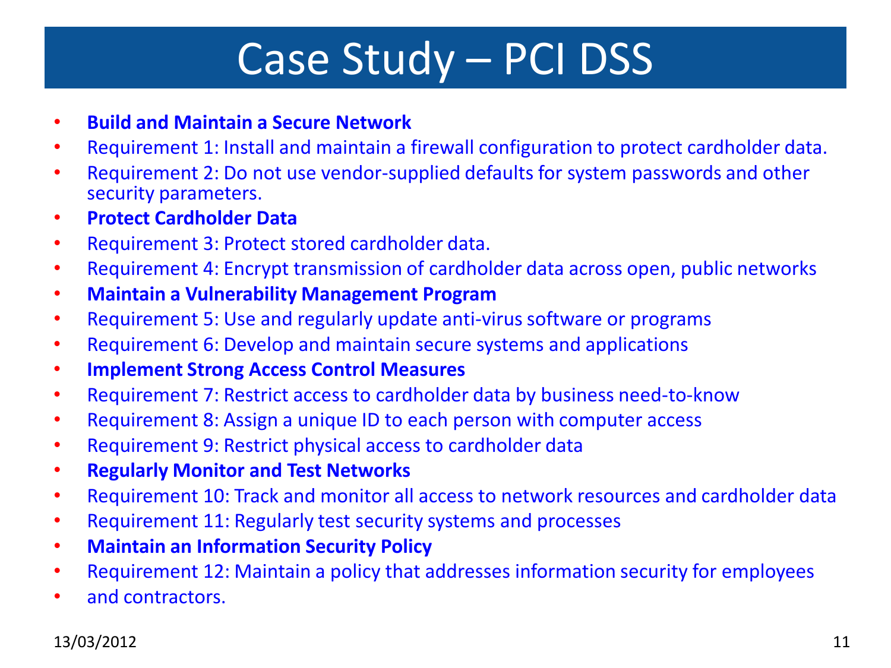# Case Study – PCI DSS

- **Build and Maintain a Secure Network**
- Requirement 1: Install and maintain a firewall configuration to protect cardholder data.
- Requirement 2: Do not use vendor-supplied defaults for system passwords and other security parameters.
- **Protect Cardholder Data**
- Requirement 3: Protect stored cardholder data.
- Requirement 4: Encrypt transmission of cardholder data across open, public networks
- **Maintain a Vulnerability Management Program**
- Requirement 5: Use and regularly update anti-virus software or programs
- Requirement 6: Develop and maintain secure systems and applications
- **Implement Strong Access Control Measures**
- Requirement 7: Restrict access to cardholder data by business need-to-know
- Requirement 8: Assign a unique ID to each person with computer access
- Requirement 9: Restrict physical access to cardholder data
- **Regularly Monitor and Test Networks**
- Requirement 10: Track and monitor all access to network resources and cardholder data
- Requirement 11: Regularly test security systems and processes
- **Maintain an Information Security Policy**
- Requirement 12: Maintain a policy that addresses information security for employees
- and contractors.

13/03/2012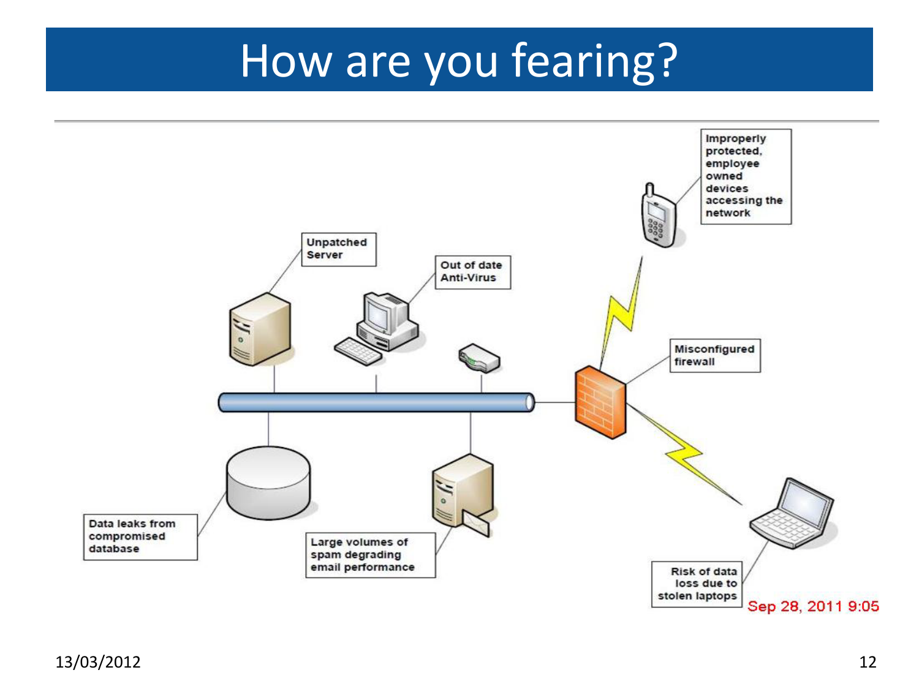# How are you fearing?

Improperly protected, employee owned devices accessing the network

Unpatched Server

Out of date Anti-Virus

Misconfigured firewall

Data leaks from compromised database

Large volumes of spam degrading email performance

Risk of data loss due to stolen laptops

Sep 28, 2011 9:05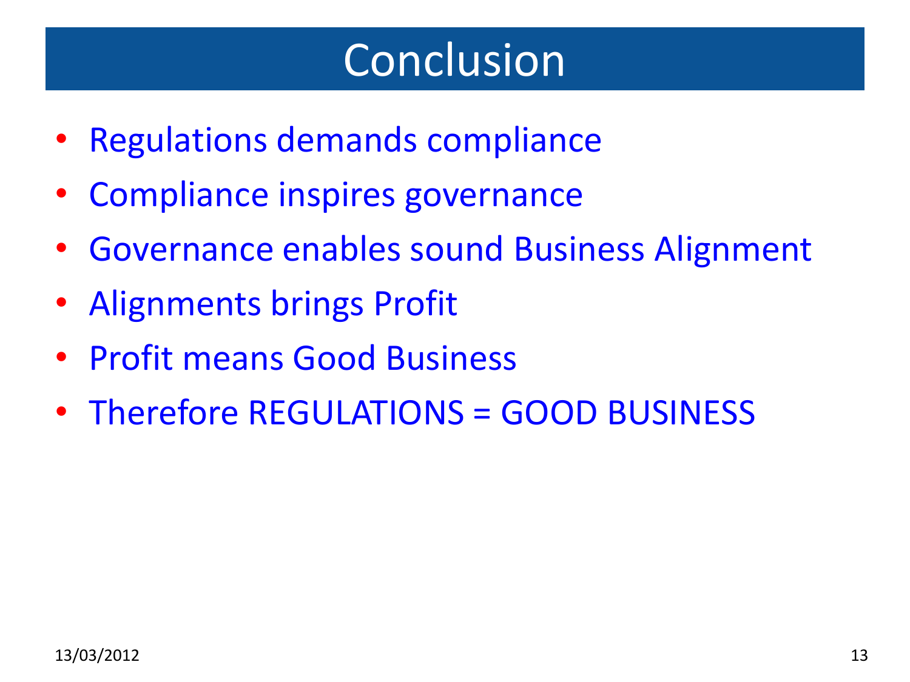# Conclusion

- Regulations demands compliance
- Compliance inspires governance
- Governance enables sound Business Alignment
- Alignments brings Profit
- Profit means Good Business
- Therefore REGULATIONS = GOOD BUSINESS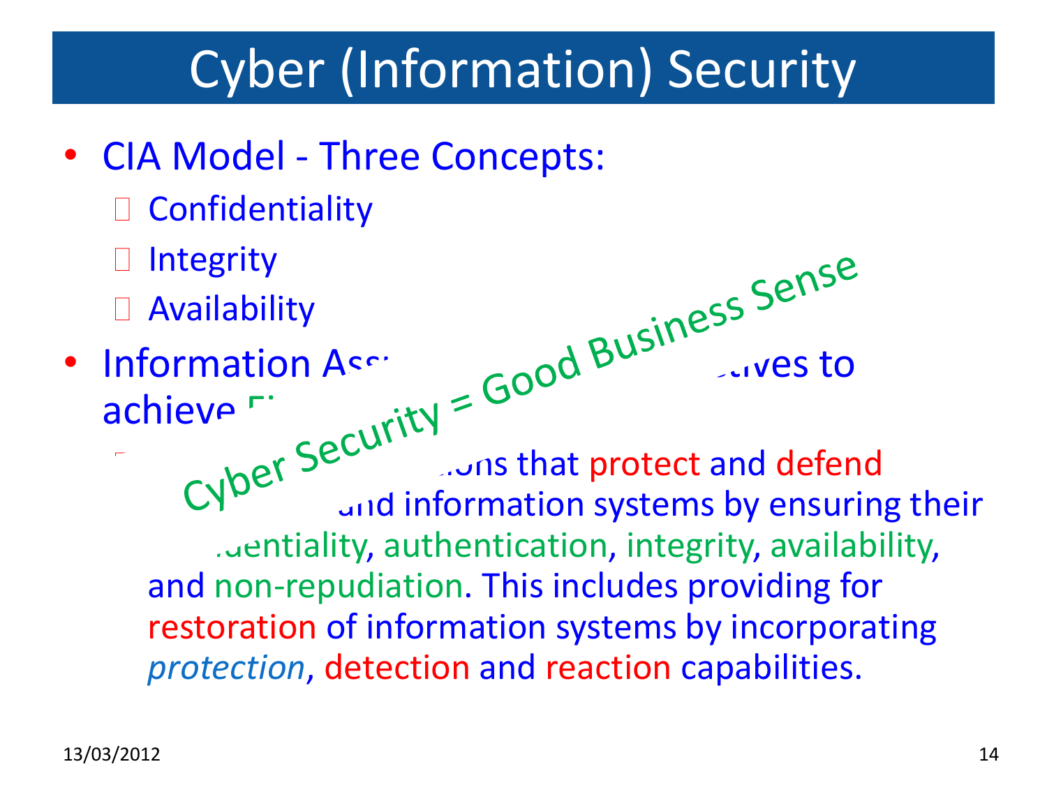# Cyber (Information) Security

- CIA Model - Three Concepts:
  - Confidentiality
  - Integrity
  - Availability
- Information Ass... ...ives to achieve ...
  - ...ons that protect and defend ... and information systems by ensuring their ...dentiality, authentication, integrity, availability, and non-repudiation. This includes providing for restoration of information systems by incorporating *protection*, detection and reaction capabilities.

Cyber Security = Good Business Sense

13/03/2012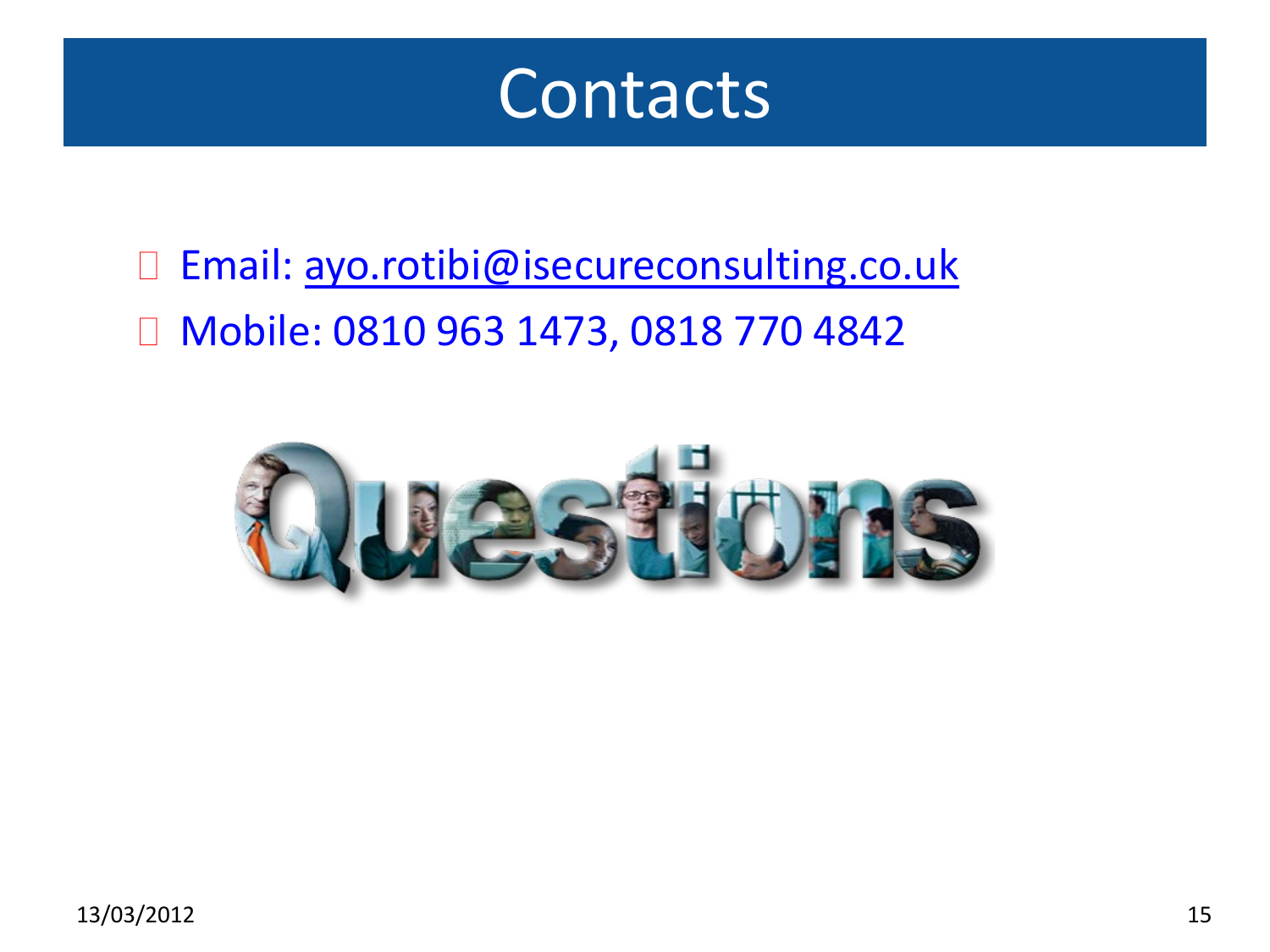# Contacts

- Email: ayo.rotibi@isecureconsulting.co.uk
- Mobile: 0810 963 1473, 0818 770 4842

Questions